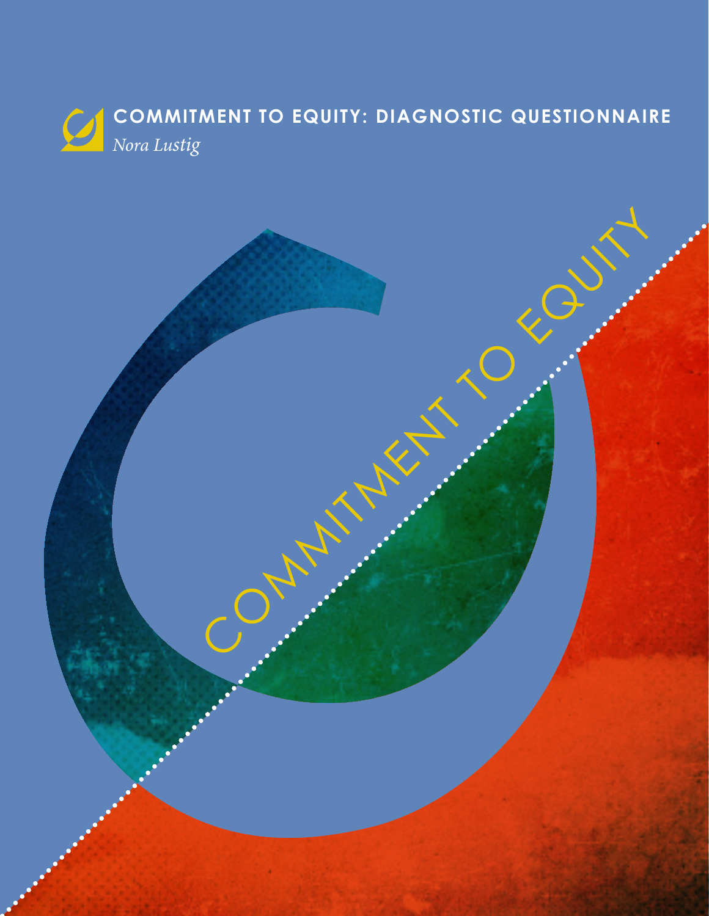# COMMITMENT TO EQUITY: DIAGNOSTIC QUESTIONNAIRE

*Nora Lustig*

COMMITMENT TO EQUITY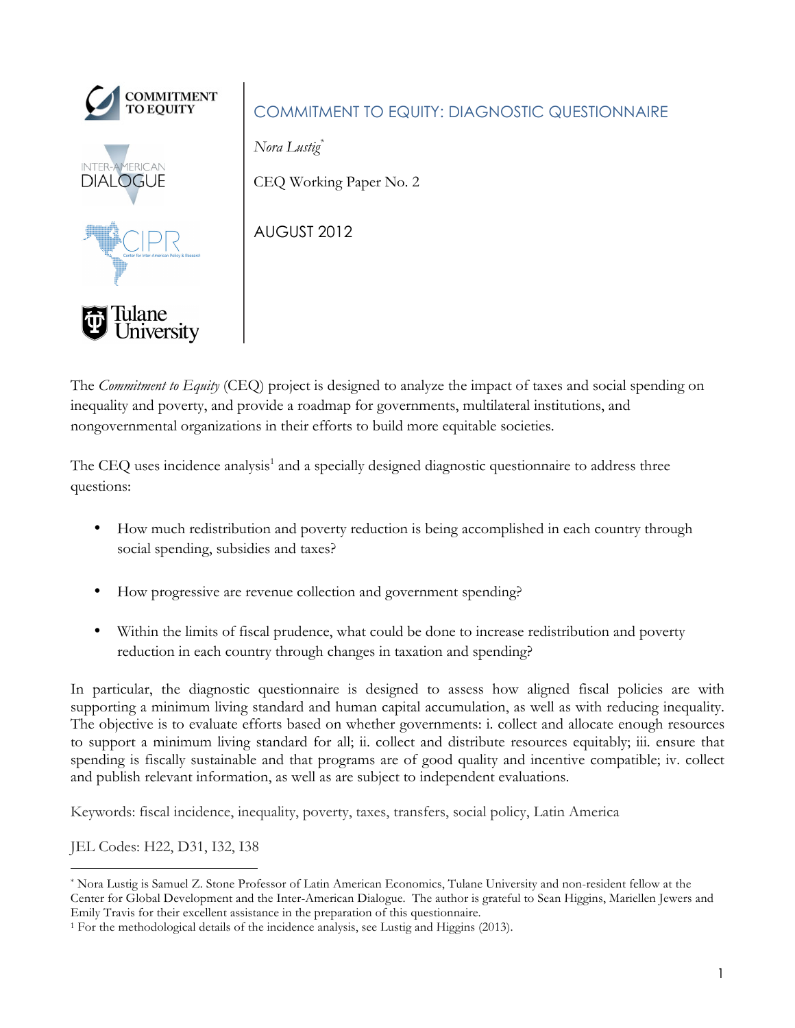# COMMITMENT TO EQUITY: DIAGNOSTIC QUESTIONNAIRE

*Nora Lustig*[*]

CEQ Working Paper No. 2

AUGUST 2012

The *Commitment to Equity* (CEQ) project is designed to analyze the impact of taxes and social spending on inequality and poverty, and provide a roadmap for governments, multilateral institutions, and nongovernmental organizations in their efforts to build more equitable societies.

The CEQ uses incidence analysis[1] and a specially designed diagnostic questionnaire to address three questions:

- How much redistribution and poverty reduction is being accomplished in each country through social spending, subsidies and taxes?
- How progressive are revenue collection and government spending?
- Within the limits of fiscal prudence, what could be done to increase redistribution and poverty reduction in each country through changes in taxation and spending?

In particular, the diagnostic questionnaire is designed to assess how aligned fiscal policies are with supporting a minimum living standard and human capital accumulation, as well as with reducing inequality. The objective is to evaluate efforts based on whether governments: i. collect and allocate enough resources to support a minimum living standard for all; ii. collect and distribute resources equitably; iii. ensure that spending is fiscally sustainable and that programs are of good quality and incentive compatible; iv. collect and publish relevant information, as well as are subject to independent evaluations.

Keywords: fiscal incidence, inequality, poverty, taxes, transfers, social policy, Latin America

JEL Codes: H22, D31, I32, I38

[*] Nora Lustig is Samuel Z. Stone Professor of Latin American Economics, Tulane University and non-resident fellow at the Center for Global Development and the Inter-American Dialogue. The author is grateful to Sean Higgins, Mariellen Jewers and Emily Travis for their excellent assistance in the preparation of this questionnaire.

[1] For the methodological details of the incidence analysis, see Lustig and Higgins (2013).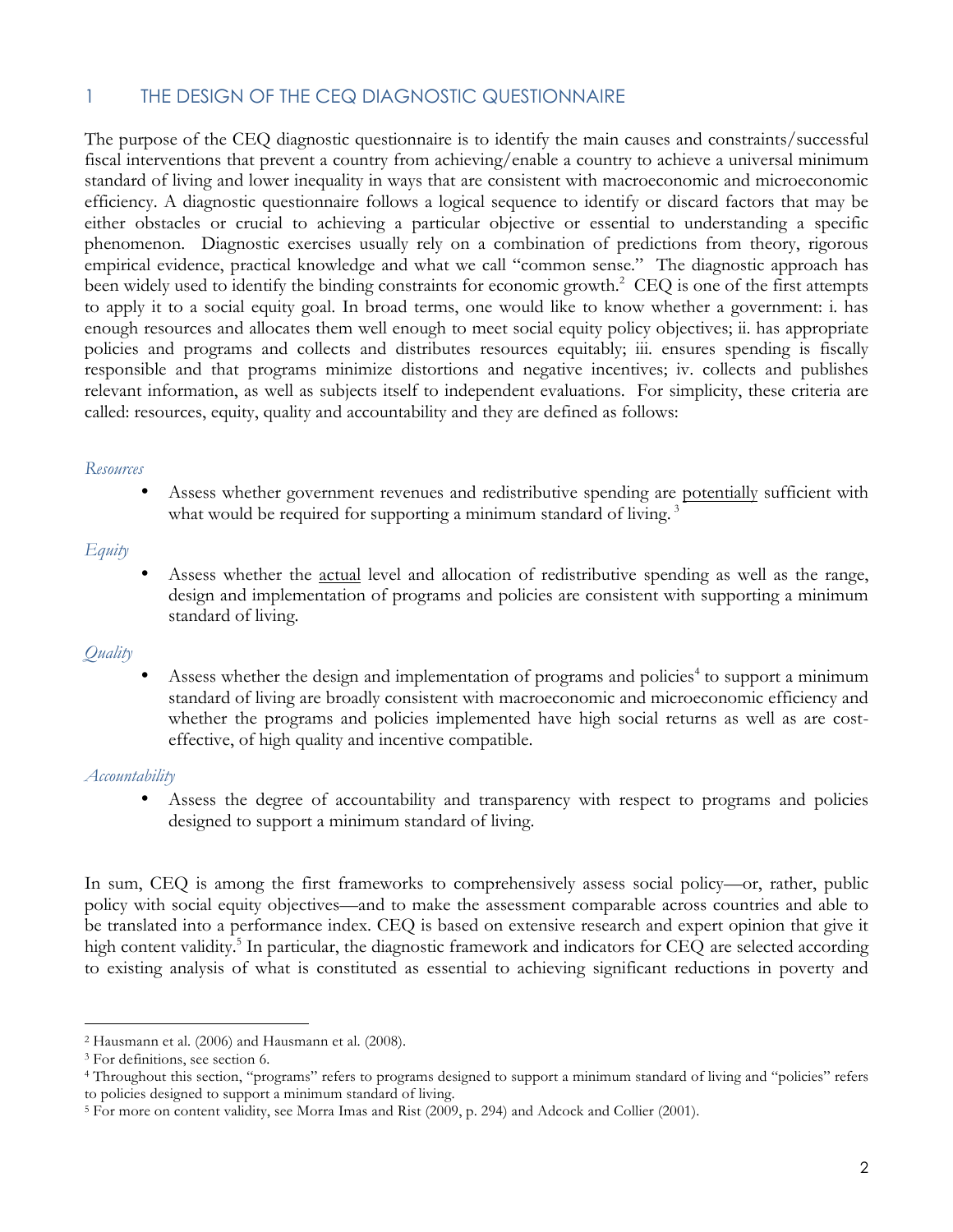## 1 THE DESIGN OF THE CEQ DIAGNOSTIC QUESTIONNAIRE

The purpose of the CEQ diagnostic questionnaire is to identify the main causes and constraints/successful fiscal interventions that prevent a country from achieving/enable a country to achieve a universal minimum standard of living and lower inequality in ways that are consistent with macroeconomic and microeconomic efficiency. A diagnostic questionnaire follows a logical sequence to identify or discard factors that may be either obstacles or crucial to achieving a particular objective or essential to understanding a specific phenomenon. Diagnostic exercises usually rely on a combination of predictions from theory, rigorous empirical evidence, practical knowledge and what we call "common sense." The diagnostic approach has been widely used to identify the binding constraints for economic growth.[2] CEQ is one of the first attempts to apply it to a social equity goal. In broad terms, one would like to know whether a government: i. has enough resources and allocates them well enough to meet social equity policy objectives; ii. has appropriate policies and programs and collects and distributes resources equitably; iii. ensures spending is fiscally responsible and that programs minimize distortions and negative incentives; iv. collects and publishes relevant information, as well as subjects itself to independent evaluations. For simplicity, these criteria are called: resources, equity, quality and accountability and they are defined as follows:

*Resources*

- Assess whether government revenues and redistributive spending are potentially sufficient with what would be required for supporting a minimum standard of living.[3]

*Equity*

- Assess whether the actual level and allocation of redistributive spending as well as the range, design and implementation of programs and policies are consistent with supporting a minimum standard of living.

*Quality*

- Assess whether the design and implementation of programs and policies[4] to support a minimum standard of living are broadly consistent with macroeconomic and microeconomic efficiency and whether the programs and policies implemented have high social returns as well as are cost-effective, of high quality and incentive compatible.

*Accountability*

- Assess the degree of accountability and transparency with respect to programs and policies designed to support a minimum standard of living.

In sum, CEQ is among the first frameworks to comprehensively assess social policy—or, rather, public policy with social equity objectives—and to make the assessment comparable across countries and able to be translated into a performance index. CEQ is based on extensive research and expert opinion that give it high content validity.[5] In particular, the diagnostic framework and indicators for CEQ are selected according to existing analysis of what is constituted as essential to achieving significant reductions in poverty and

---

[2] Hausmann et al. (2006) and Hausmann et al. (2008).

[3] For definitions, see section 6.

[4] Throughout this section, "programs" refers to programs designed to support a minimum standard of living and "policies" refers to policies designed to support a minimum standard of living.

[5] For more on content validity, see Morra Imas and Rist (2009, p. 294) and Adcock and Collier (2001).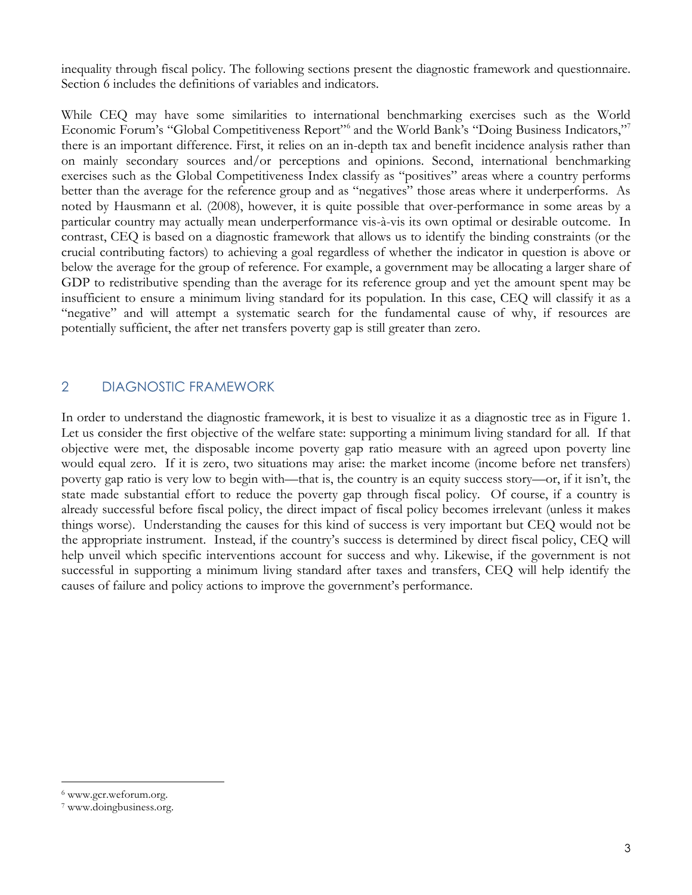inequality through fiscal policy. The following sections present the diagnostic framework and questionnaire. Section 6 includes the definitions of variables and indicators.

While CEQ may have some similarities to international benchmarking exercises such as the World Economic Forum's "Global Competitiveness Report"[6] and the World Bank's "Doing Business Indicators,"[7] there is an important difference. First, it relies on an in-depth tax and benefit incidence analysis rather than on mainly secondary sources and/or perceptions and opinions. Second, international benchmarking exercises such as the Global Competitiveness Index classify as "positives" areas where a country performs better than the average for the reference group and as "negatives" those areas where it underperforms. As noted by Hausmann et al. (2008), however, it is quite possible that over-performance in some areas by a particular country may actually mean underperformance vis-à-vis its own optimal or desirable outcome. In contrast, CEQ is based on a diagnostic framework that allows us to identify the binding constraints (or the crucial contributing factors) to achieving a goal regardless of whether the indicator in question is above or below the average for the group of reference. For example, a government may be allocating a larger share of GDP to redistributive spending than the average for its reference group and yet the amount spent may be insufficient to ensure a minimum living standard for its population. In this case, CEQ will classify it as a "negative" and will attempt a systematic search for the fundamental cause of why, if resources are potentially sufficient, the after net transfers poverty gap is still greater than zero.

## 2 DIAGNOSTIC FRAMEWORK

In order to understand the diagnostic framework, it is best to visualize it as a diagnostic tree as in Figure 1. Let us consider the first objective of the welfare state: supporting a minimum living standard for all. If that objective were met, the disposable income poverty gap ratio measure with an agreed upon poverty line would equal zero. If it is zero, two situations may arise: the market income (income before net transfers) poverty gap ratio is very low to begin with—that is, the country is an equity success story—or, if it isn't, the state made substantial effort to reduce the poverty gap through fiscal policy. Of course, if a country is already successful before fiscal policy, the direct impact of fiscal policy becomes irrelevant (unless it makes things worse). Understanding the causes for this kind of success is very important but CEQ would not be the appropriate instrument. Instead, if the country's success is determined by direct fiscal policy, CEQ will help unveil which specific interventions account for success and why. Likewise, if the government is not successful in supporting a minimum living standard after taxes and transfers, CEQ will help identify the causes of failure and policy actions to improve the government's performance.

[6] www.gcr.weforum.org.

[7] www.doingbusiness.org.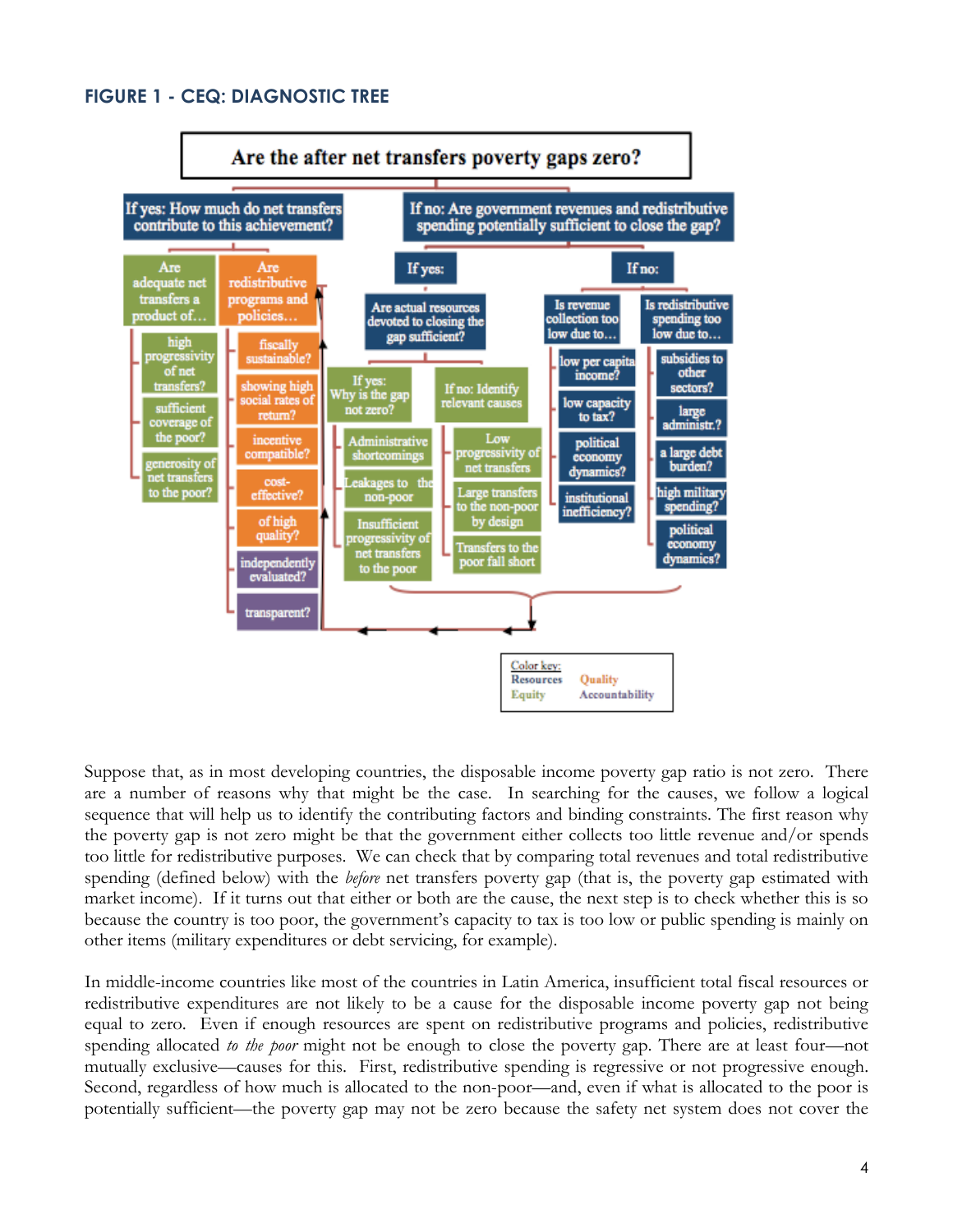## FIGURE 1 - CEQ: DIAGNOSTIC TREE

Are the after net transfers poverty gaps zero?

If yes: How much do net transfers contribute to this achievement?

- Are adequate net transfers a product of…
  - high progressivity of net transfers?
  - sufficient coverage of the poor?
  - generosity of net transfers to the poor?
- Are redistributive programs and policies…
  - fiscally sustainable?
  - showing high social rates of return?
  - incentive compatible?
  - cost-effective?
  - of high quality?
  - independently evaluated?
  - transparent?

If no: Are government revenues and redistributive spending potentially sufficient to close the gap?

- If yes: Are actual resources devoted to closing the gap sufficient?
  - If yes: Why is the gap not zero?
    - Administrative shortcomings
    - Leakages to the non-poor
    - Insufficient progressivity of net transfers to the poor
  - If no: Identify relevant causes
    - Low progressivity of net transfers
    - Large transfers to the non-poor by design
    - Transfers to the poor fall short
- If no:
  - Is revenue collection too low due to…
    - low per capita income?
    - low capacity to tax?
    - political economy dynamics?
    - institutional inefficiency?
  - Is redistributive spending too low due to…
    - subsidies to other sectors?
    - large administr.?
    - a large debt burden?
    - high military spending?
    - political economy dynamics?

Color key: Resources, Quality, Equity, Accountability

Suppose that, as in most developing countries, the disposable income poverty gap ratio is not zero. There are a number of reasons why that might be the case. In searching for the causes, we follow a logical sequence that will help us to identify the contributing factors and binding constraints. The first reason why the poverty gap is not zero might be that the government either collects too little revenue and/or spends too little for redistributive purposes. We can check that by comparing total revenues and total redistributive spending (defined below) with the *before* net transfers poverty gap (that is, the poverty gap estimated with market income). If it turns out that either or both are the cause, the next step is to check whether this is so because the country is too poor, the government's capacity to tax is too low or public spending is mainly on other items (military expenditures or debt servicing, for example).

In middle-income countries like most of the countries in Latin America, insufficient total fiscal resources or redistributive expenditures are not likely to be a cause for the disposable income poverty gap not being equal to zero. Even if enough resources are spent on redistributive programs and policies, redistributive spending allocated *to the poor* might not be enough to close the poverty gap. There are at least four—not mutually exclusive—causes for this. First, redistributive spending is regressive or not progressive enough. Second, regardless of how much is allocated to the non-poor—and, even if what is allocated to the poor is potentially sufficient—the poverty gap may not be zero because the safety net system does not cover the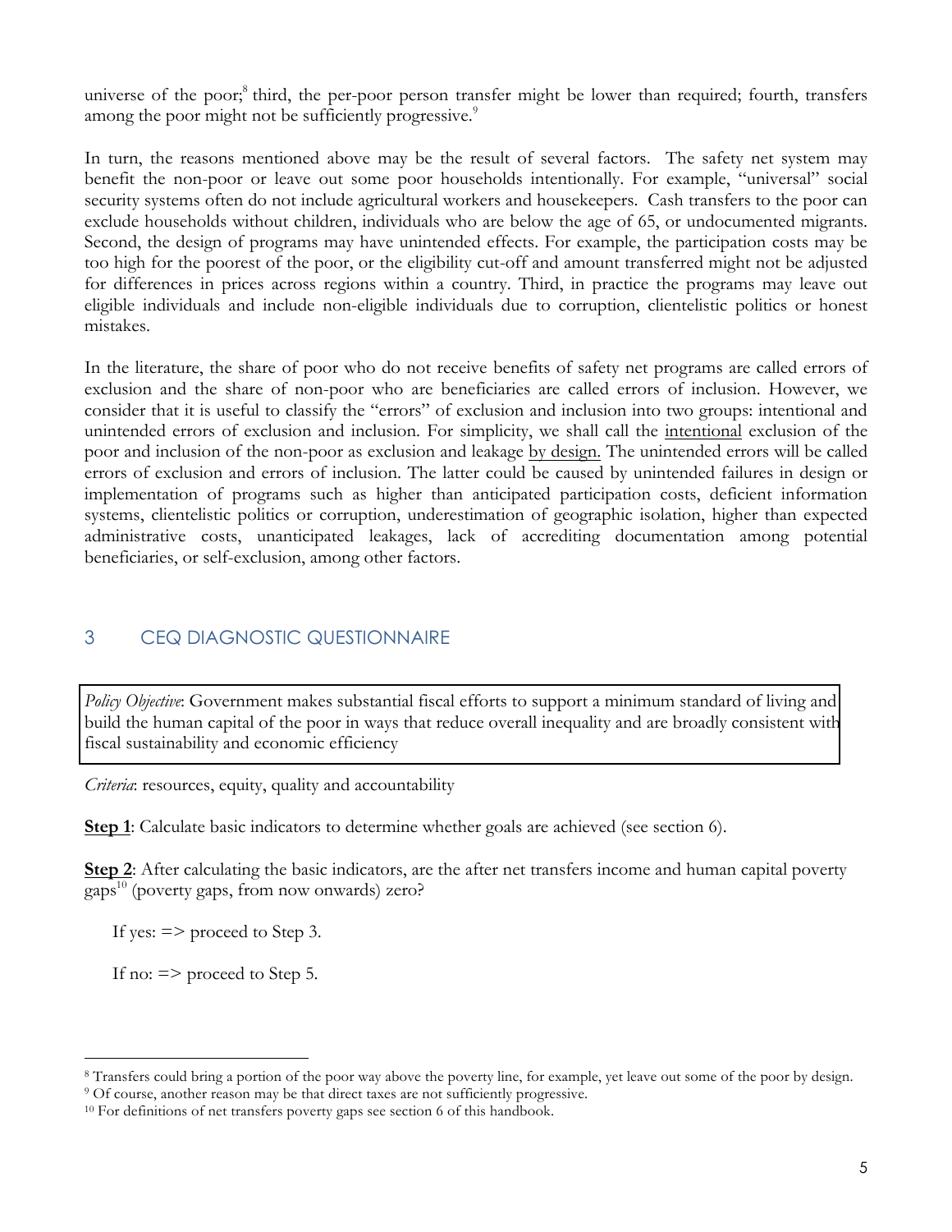universe of the poor;[8] third, the per-poor person transfer might be lower than required; fourth, transfers among the poor might not be sufficiently progressive.[9]

In turn, the reasons mentioned above may be the result of several factors. The safety net system may benefit the non-poor or leave out some poor households intentionally. For example, "universal" social security systems often do not include agricultural workers and housekeepers. Cash transfers to the poor can exclude households without children, individuals who are below the age of 65, or undocumented migrants. Second, the design of programs may have unintended effects. For example, the participation costs may be too high for the poorest of the poor, or the eligibility cut-off and amount transferred might not be adjusted for differences in prices across regions within a country. Third, in practice the programs may leave out eligible individuals and include non-eligible individuals due to corruption, clientelistic politics or honest mistakes.

In the literature, the share of poor who do not receive benefits of safety net programs are called errors of exclusion and the share of non-poor who are beneficiaries are called errors of inclusion. However, we consider that it is useful to classify the "errors" of exclusion and inclusion into two groups: intentional and unintended errors of exclusion and inclusion. For simplicity, we shall call the intentional exclusion of the poor and inclusion of the non-poor as exclusion and leakage by design. The unintended errors will be called errors of exclusion and errors of inclusion. The latter could be caused by unintended failures in design or implementation of programs such as higher than anticipated participation costs, deficient information systems, clientelistic politics or corruption, underestimation of geographic isolation, higher than expected administrative costs, unanticipated leakages, lack of accrediting documentation among potential beneficiaries, or self-exclusion, among other factors.

## 3 CEQ DIAGNOSTIC QUESTIONNAIRE

*Policy Objective*: Government makes substantial fiscal efforts to support a minimum standard of living and build the human capital of the poor in ways that reduce overall inequality and are broadly consistent with fiscal sustainability and economic efficiency

*Criteria*: resources, equity, quality and accountability

**Step 1**: Calculate basic indicators to determine whether goals are achieved (see section 6).

**Step 2**: After calculating the basic indicators, are the after net transfers income and human capital poverty gaps[10] (poverty gaps, from now onwards) zero?

If yes: => proceed to Step 3.

If no: => proceed to Step 5.

---

[8] Transfers could bring a portion of the poor way above the poverty line, for example, yet leave out some of the poor by design.

[9] Of course, another reason may be that direct taxes are not sufficiently progressive.

[10] For definitions of net transfers poverty gaps see section 6 of this handbook.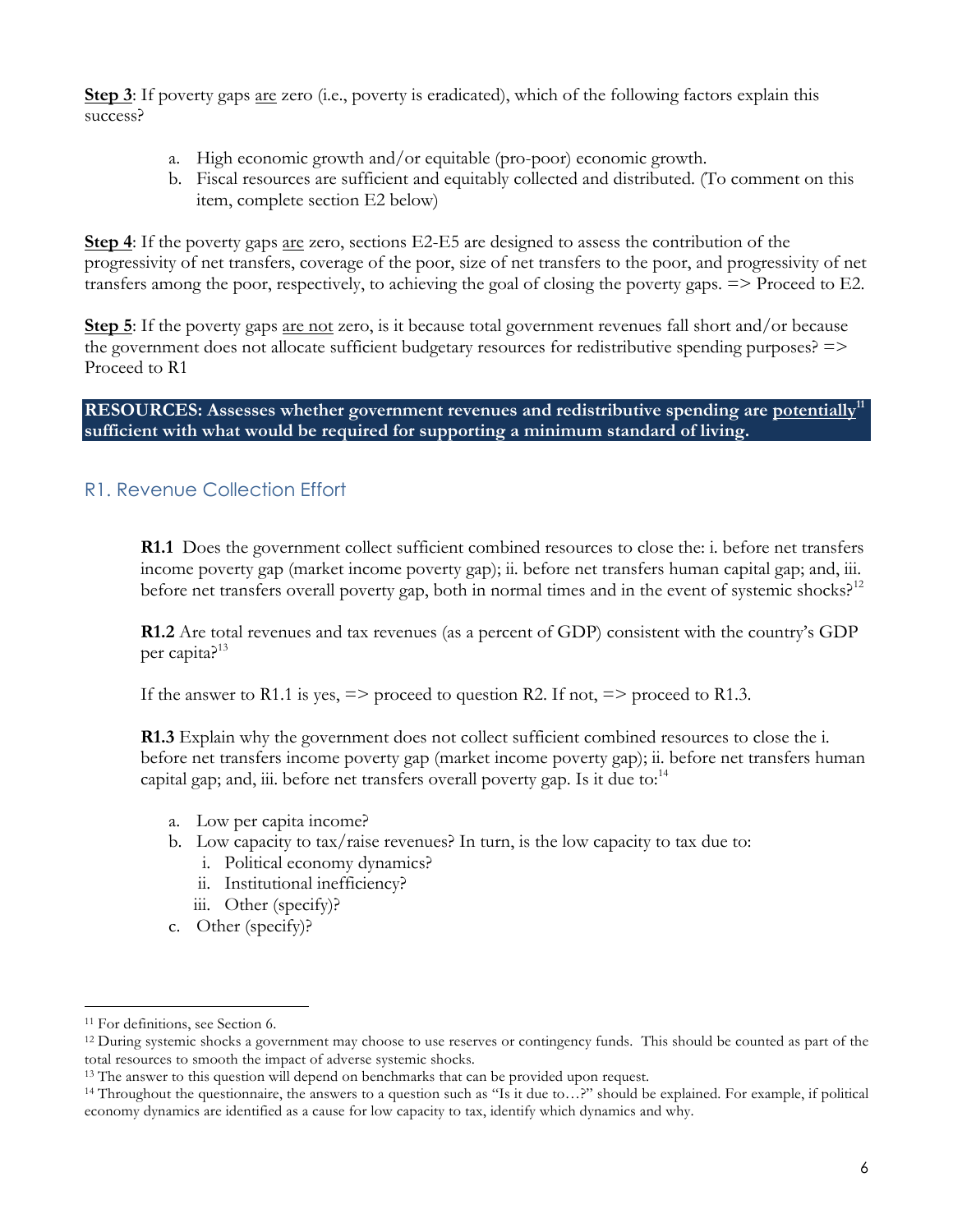**Step 3**: If poverty gaps are zero (i.e., poverty is eradicated), which of the following factors explain this success?

a. High economic growth and/or equitable (pro-poor) economic growth.
b. Fiscal resources are sufficient and equitably collected and distributed. (To comment on this item, complete section E2 below)

**Step 4**: If the poverty gaps are zero, sections E2-E5 are designed to assess the contribution of the progressivity of net transfers, coverage of the poor, size of net transfers to the poor, and progressivity of net transfers among the poor, respectively, to achieving the goal of closing the poverty gaps. => Proceed to E2.

**Step 5**: If the poverty gaps are not zero, is it because total government revenues fall short and/or because the government does not allocate sufficient budgetary resources for redistributive spending purposes? => Proceed to R1

**RESOURCES: Assesses whether government revenues and redistributive spending are potentially[11] sufficient with what would be required for supporting a minimum standard of living.**

## R1. Revenue Collection Effort

**R1.1** Does the government collect sufficient combined resources to close the: i. before net transfers income poverty gap (market income poverty gap); ii. before net transfers human capital gap; and, iii. before net transfers overall poverty gap, both in normal times and in the event of systemic shocks?[12]

**R1.2** Are total revenues and tax revenues (as a percent of GDP) consistent with the country's GDP per capita?[13]

If the answer to R1.1 is yes, => proceed to question R2. If not, => proceed to R1.3.

**R1.3** Explain why the government does not collect sufficient combined resources to close the i. before net transfers income poverty gap (market income poverty gap); ii. before net transfers human capital gap; and, iii. before net transfers overall poverty gap. Is it due to:[14]

a. Low per capita income?
b. Low capacity to tax/raise revenues? In turn, is the low capacity to tax due to:
   i. Political economy dynamics?
   ii. Institutional inefficiency?
   iii. Other (specify)?
c. Other (specify)?

[11] For definitions, see Section 6.

[12] During systemic shocks a government may choose to use reserves or contingency funds. This should be counted as part of the total resources to smooth the impact of adverse systemic shocks.

[13] The answer to this question will depend on benchmarks that can be provided upon request.

[14] Throughout the questionnaire, the answers to a question such as "Is it due to…?" should be explained. For example, if political economy dynamics are identified as a cause for low capacity to tax, identify which dynamics and why.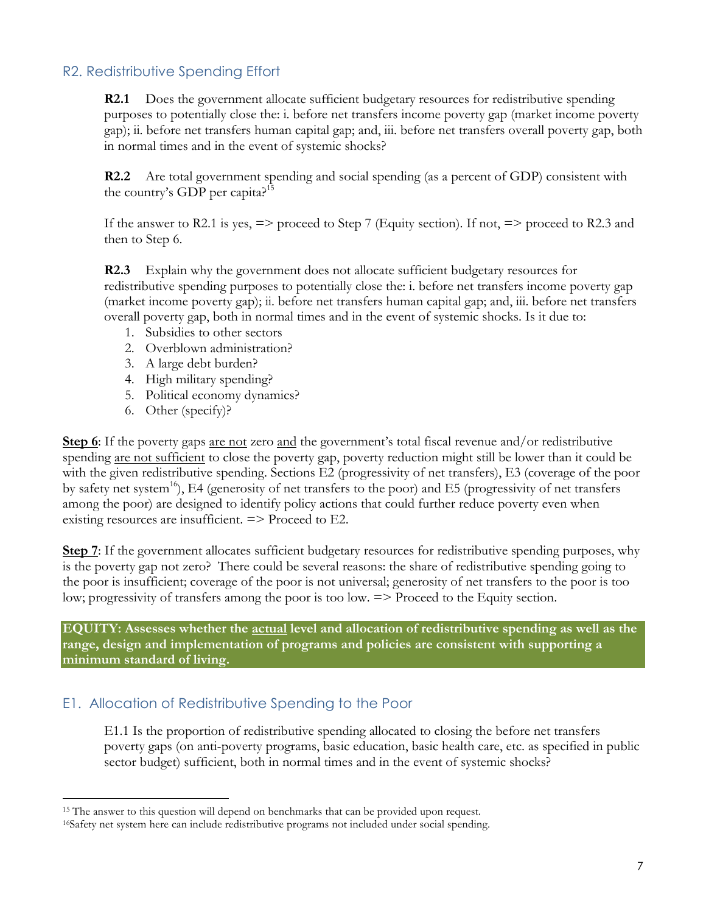## R2. Redistributive Spending Effort

**R2.1** Does the government allocate sufficient budgetary resources for redistributive spending purposes to potentially close the: i. before net transfers income poverty gap (market income poverty gap); ii. before net transfers human capital gap; and, iii. before net transfers overall poverty gap, both in normal times and in the event of systemic shocks?

**R2.2** Are total government spending and social spending (as a percent of GDP) consistent with the country's GDP per capita?[15]

If the answer to R2.1 is yes, => proceed to Step 7 (Equity section). If not, => proceed to R2.3 and then to Step 6.

**R2.3** Explain why the government does not allocate sufficient budgetary resources for redistributive spending purposes to potentially close the: i. before net transfers income poverty gap (market income poverty gap); ii. before net transfers human capital gap; and, iii. before net transfers overall poverty gap, both in normal times and in the event of systemic shocks. Is it due to:

1. Subsidies to other sectors
2. Overblown administration?
3. A large debt burden?
4. High military spending?
5. Political economy dynamics?
6. Other (specify)?

**Step 6**: If the poverty gaps are not zero and the government's total fiscal revenue and/or redistributive spending are not sufficient to close the poverty gap, poverty reduction might still be lower than it could be with the given redistributive spending. Sections E2 (progressivity of net transfers), E3 (coverage of the poor by safety net system[16]), E4 (generosity of net transfers to the poor) and E5 (progressivity of net transfers among the poor) are designed to identify policy actions that could further reduce poverty even when existing resources are insufficient. => Proceed to E2.

**Step 7**: If the government allocates sufficient budgetary resources for redistributive spending purposes, why is the poverty gap not zero? There could be several reasons: the share of redistributive spending going to the poor is insufficient; coverage of the poor is not universal; generosity of net transfers to the poor is too low; progressivity of transfers among the poor is too low. => Proceed to the Equity section.

**EQUITY: Assesses whether the actual level and allocation of redistributive spending as well as the range, design and implementation of programs and policies are consistent with supporting a minimum standard of living.**

## E1. Allocation of Redistributive Spending to the Poor

E1.1 Is the proportion of redistributive spending allocated to closing the before net transfers poverty gaps (on anti-poverty programs, basic education, basic health care, etc. as specified in public sector budget) sufficient, both in normal times and in the event of systemic shocks?

---

[15] The answer to this question will depend on benchmarks that can be provided upon request.

[16] Safety net system here can include redistributive programs not included under social spending.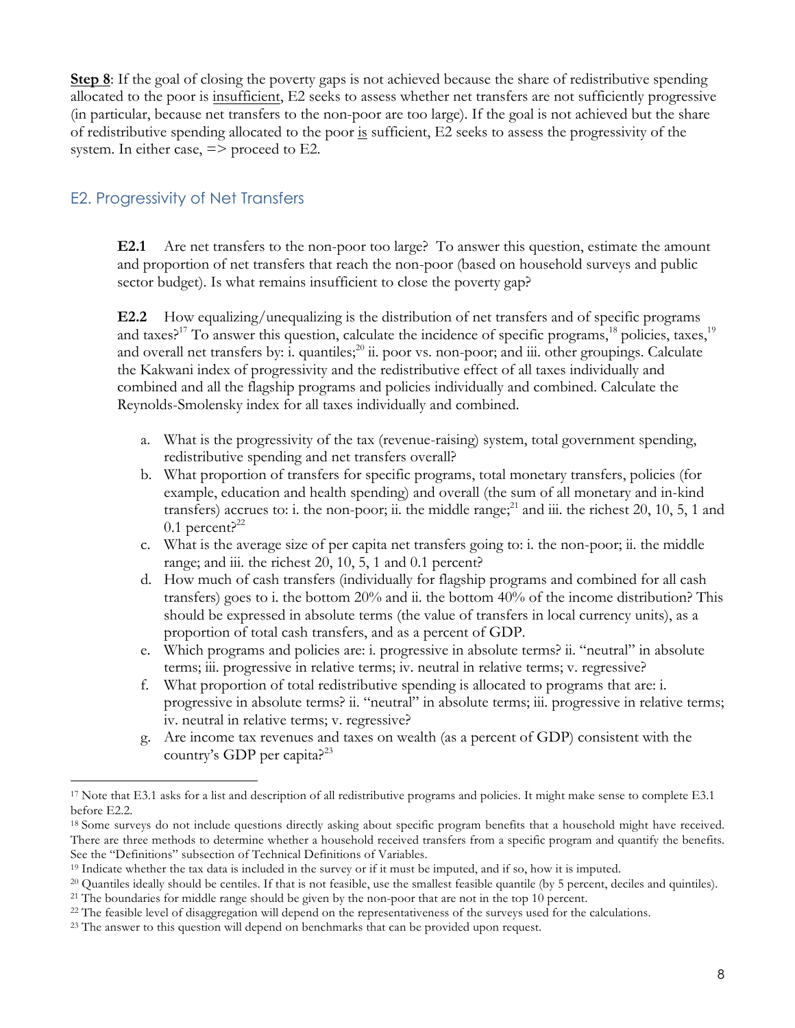**Step 8**: If the goal of closing the poverty gaps is not achieved because the share of redistributive spending allocated to the poor is insufficient, E2 seeks to assess whether net transfers are not sufficiently progressive (in particular, because net transfers to the non-poor are too large). If the goal is not achieved but the share of redistributive spending allocated to the poor is sufficient, E2 seeks to assess the progressivity of the system. In either case, => proceed to E2.

## E2. Progressivity of Net Transfers

**E2.1** Are net transfers to the non-poor too large? To answer this question, estimate the amount and proportion of net transfers that reach the non-poor (based on household surveys and public sector budget). Is what remains insufficient to close the poverty gap?

**E2.2** How equalizing/unequalizing is the distribution of net transfers and of specific programs and taxes?[17] To answer this question, calculate the incidence of specific programs,[18] policies, taxes,[19] and overall net transfers by: i. quantiles;[20] ii. poor vs. non-poor; and iii. other groupings. Calculate the Kakwani index of progressivity and the redistributive effect of all taxes individually and combined and all the flagship programs and policies individually and combined. Calculate the Reynolds-Smolensky index for all taxes individually and combined.

a. What is the progressivity of the tax (revenue-raising) system, total government spending, redistributive spending and net transfers overall?
b. What proportion of transfers for specific programs, total monetary transfers, policies (for example, education and health spending) and overall (the sum of all monetary and in-kind transfers) accrues to: i. the non-poor; ii. the middle range;[21] and iii. the richest 20, 10, 5, 1 and 0.1 percent?[22]
c. What is the average size of per capita net transfers going to: i. the non-poor; ii. the middle range; and iii. the richest 20, 10, 5, 1 and 0.1 percent?
d. How much of cash transfers (individually for flagship programs and combined for all cash transfers) goes to i. the bottom 20% and ii. the bottom 40% of the income distribution? This should be expressed in absolute terms (the value of transfers in local currency units), as a proportion of total cash transfers, and as a percent of GDP.
e. Which programs and policies are: i. progressive in absolute terms? ii. "neutral" in absolute terms; iii. progressive in relative terms; iv. neutral in relative terms; v. regressive?
f. What proportion of total redistributive spending is allocated to programs that are: i. progressive in absolute terms? ii. "neutral" in absolute terms; iii. progressive in relative terms; iv. neutral in relative terms; v. regressive?
g. Are income tax revenues and taxes on wealth (as a percent of GDP) consistent with the country's GDP per capita?[23]

---

[17] Note that E3.1 asks for a list and description of all redistributive programs and policies. It might make sense to complete E3.1 before E2.2.

[18] Some surveys do not include questions directly asking about specific program benefits that a household might have received. There are three methods to determine whether a household received transfers from a specific program and quantify the benefits. See the "Definitions" subsection of Technical Definitions of Variables.

[19] Indicate whether the tax data is included in the survey or if it must be imputed, and if so, how it is imputed.

[20] Quantiles ideally should be centiles. If that is not feasible, use the smallest feasible quantile (by 5 percent, deciles and quintiles).

[21] The boundaries for middle range should be given by the non-poor that are not in the top 10 percent.

[22] The feasible level of disaggregation will depend on the representativeness of the surveys used for the calculations.

[23] The answer to this question will depend on benchmarks that can be provided upon request.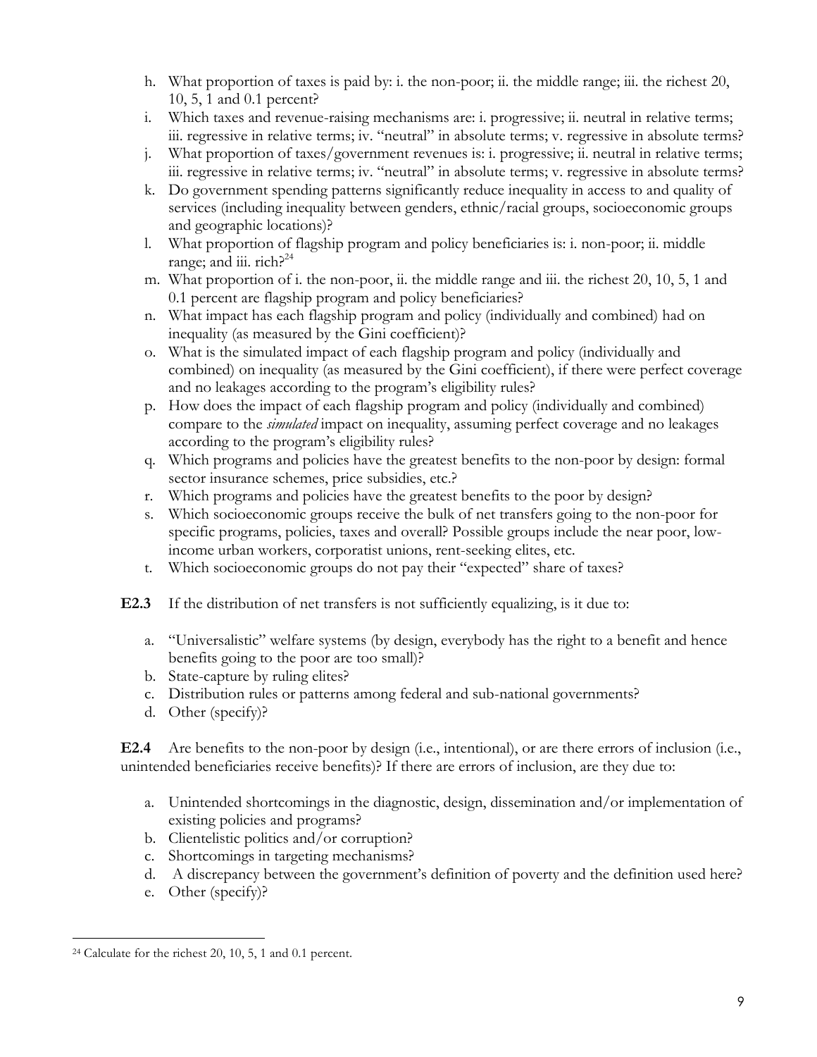h. What proportion of taxes is paid by: i. the non-poor; ii. the middle range; iii. the richest 20, 10, 5, 1 and 0.1 percent?
i. Which taxes and revenue-raising mechanisms are: i. progressive; ii. neutral in relative terms; iii. regressive in relative terms; iv. "neutral" in absolute terms; v. regressive in absolute terms?
j. What proportion of taxes/government revenues is: i. progressive; ii. neutral in relative terms; iii. regressive in relative terms; iv. "neutral" in absolute terms; v. regressive in absolute terms?
k. Do government spending patterns significantly reduce inequality in access to and quality of services (including inequality between genders, ethnic/racial groups, socioeconomic groups and geographic locations)?
l. What proportion of flagship program and policy beneficiaries is: i. non-poor; ii. middle range; and iii. rich?[24]
m. What proportion of i. the non-poor, ii. the middle range and iii. the richest 20, 10, 5, 1 and 0.1 percent are flagship program and policy beneficiaries?
n. What impact has each flagship program and policy (individually and combined) had on inequality (as measured by the Gini coefficient)?
o. What is the simulated impact of each flagship program and policy (individually and combined) on inequality (as measured by the Gini coefficient), if there were perfect coverage and no leakages according to the program's eligibility rules?
p. How does the impact of each flagship program and policy (individually and combined) compare to the *simulated* impact on inequality, assuming perfect coverage and no leakages according to the program's eligibility rules?
q. Which programs and policies have the greatest benefits to the non-poor by design: formal sector insurance schemes, price subsidies, etc.?
r. Which programs and policies have the greatest benefits to the poor by design?
s. Which socioeconomic groups receive the bulk of net transfers going to the non-poor for specific programs, policies, taxes and overall? Possible groups include the near poor, low-income urban workers, corporatist unions, rent-seeking elites, etc.
t. Which socioeconomic groups do not pay their "expected" share of taxes?

**E2.3** If the distribution of net transfers is not sufficiently equalizing, is it due to:

a. "Universalistic" welfare systems (by design, everybody has the right to a benefit and hence benefits going to the poor are too small)?
b. State-capture by ruling elites?
c. Distribution rules or patterns among federal and sub-national governments?
d. Other (specify)?

**E2.4** Are benefits to the non-poor by design (i.e., intentional), or are there errors of inclusion (i.e., unintended beneficiaries receive benefits)? If there are errors of inclusion, are they due to:

a. Unintended shortcomings in the diagnostic, design, dissemination and/or implementation of existing policies and programs?
b. Clientelistic politics and/or corruption?
c. Shortcomings in targeting mechanisms?
d. A discrepancy between the government's definition of poverty and the definition used here?
e. Other (specify)?

---

[24] Calculate for the richest 20, 10, 5, 1 and 0.1 percent.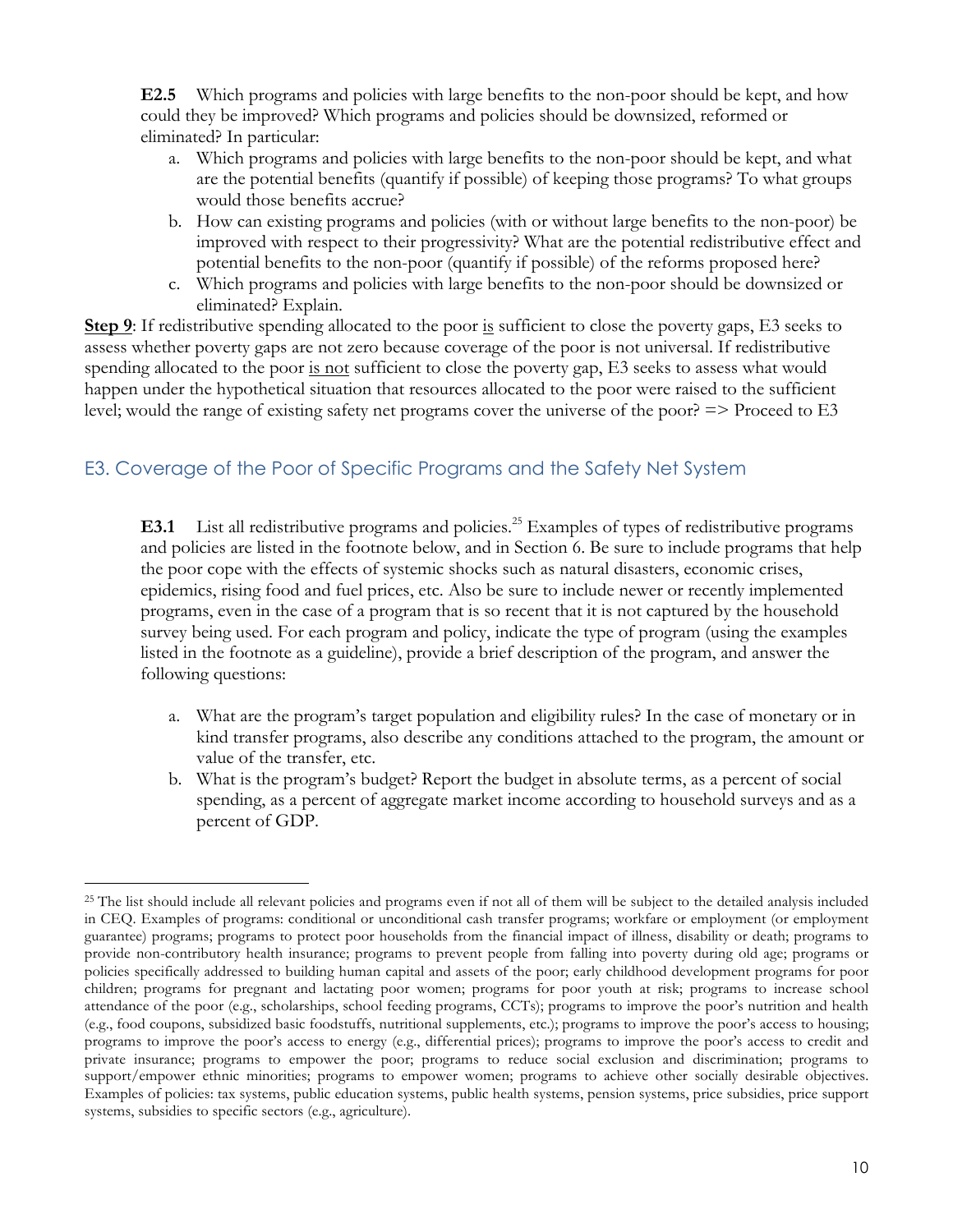**E2.5** Which programs and policies with large benefits to the non-poor should be kept, and how could they be improved? Which programs and policies should be downsized, reformed or eliminated? In particular:

a. Which programs and policies with large benefits to the non-poor should be kept, and what are the potential benefits (quantify if possible) of keeping those programs? To what groups would those benefits accrue?
b. How can existing programs and policies (with or without large benefits to the non-poor) be improved with respect to their progressivity? What are the potential redistributive effect and potential benefits to the non-poor (quantify if possible) of the reforms proposed here?
c. Which programs and policies with large benefits to the non-poor should be downsized or eliminated? Explain.

**Step 9**: If redistributive spending allocated to the poor is sufficient to close the poverty gaps, E3 seeks to assess whether poverty gaps are not zero because coverage of the poor is not universal. If redistributive spending allocated to the poor is not sufficient to close the poverty gap, E3 seeks to assess what would happen under the hypothetical situation that resources allocated to the poor were raised to the sufficient level; would the range of existing safety net programs cover the universe of the poor? => Proceed to E3

## E3. Coverage of the Poor of Specific Programs and the Safety Net System

**E3.1** List all redistributive programs and policies.[25] Examples of types of redistributive programs and policies are listed in the footnote below, and in Section 6. Be sure to include programs that help the poor cope with the effects of systemic shocks such as natural disasters, economic crises, epidemics, rising food and fuel prices, etc. Also be sure to include newer or recently implemented programs, even in the case of a program that is so recent that it is not captured by the household survey being used. For each program and policy, indicate the type of program (using the examples listed in the footnote as a guideline), provide a brief description of the program, and answer the following questions:

a. What are the program's target population and eligibility rules? In the case of monetary or in kind transfer programs, also describe any conditions attached to the program, the amount or value of the transfer, etc.
b. What is the program's budget? Report the budget in absolute terms, as a percent of social spending, as a percent of aggregate market income according to household surveys and as a percent of GDP.

---

[25] The list should include all relevant policies and programs even if not all of them will be subject to the detailed analysis included in CEQ. Examples of programs: conditional or unconditional cash transfer programs; workfare or employment (or employment guarantee) programs; programs to protect poor households from the financial impact of illness, disability or death; programs to provide non-contributory health insurance; programs to prevent people from falling into poverty during old age; programs or policies specifically addressed to building human capital and assets of the poor; early childhood development programs for poor children; programs for pregnant and lactating poor women; programs for poor youth at risk; programs to increase school attendance of the poor (e.g., scholarships, school feeding programs, CCTs); programs to improve the poor's nutrition and health (e.g., food coupons, subsidized basic foodstuffs, nutritional supplements, etc.); programs to improve the poor's access to housing; programs to improve the poor's access to energy (e.g., differential prices); programs to improve the poor's access to credit and private insurance; programs to empower the poor; programs to reduce social exclusion and discrimination; programs to support/empower ethnic minorities; programs to empower women; programs to achieve other socially desirable objectives. Examples of policies: tax systems, public education systems, public health systems, pension systems, price subsidies, price support systems, subsidies to specific sectors (e.g., agriculture).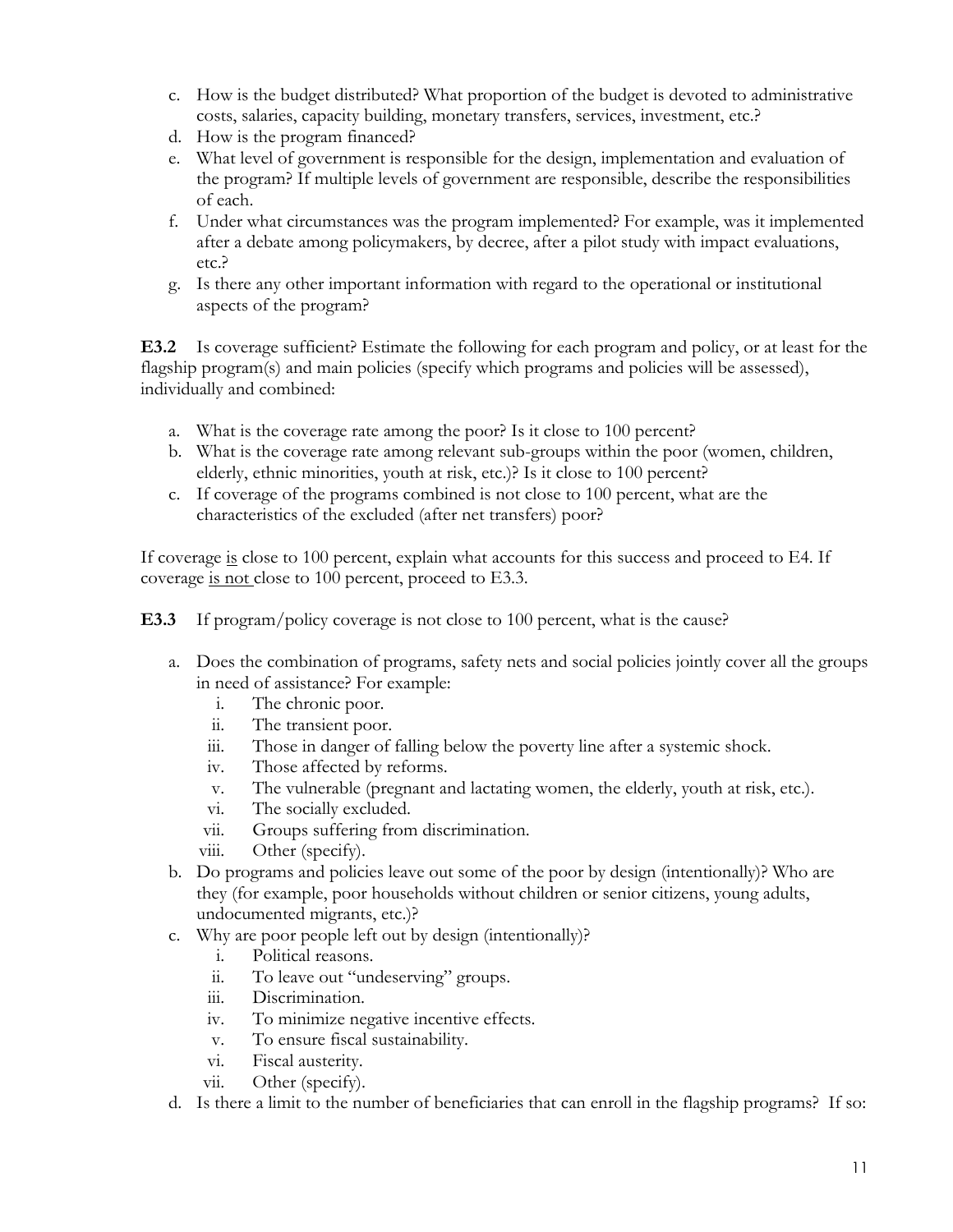c. How is the budget distributed? What proportion of the budget is devoted to administrative costs, salaries, capacity building, monetary transfers, services, investment, etc.?
d. How is the program financed?
e. What level of government is responsible for the design, implementation and evaluation of the program? If multiple levels of government are responsible, describe the responsibilities of each.
f. Under what circumstances was the program implemented? For example, was it implemented after a debate among policymakers, by decree, after a pilot study with impact evaluations, etc.?
g. Is there any other important information with regard to the operational or institutional aspects of the program?

**E3.2** Is coverage sufficient? Estimate the following for each program and policy, or at least for the flagship program(s) and main policies (specify which programs and policies will be assessed), individually and combined:

a. What is the coverage rate among the poor? Is it close to 100 percent?
b. What is the coverage rate among relevant sub-groups within the poor (women, children, elderly, ethnic minorities, youth at risk, etc.)? Is it close to 100 percent?
c. If coverage of the programs combined is not close to 100 percent, what are the characteristics of the excluded (after net transfers) poor?

If coverage is close to 100 percent, explain what accounts for this success and proceed to E4. If coverage is not close to 100 percent, proceed to E3.3.

**E3.3** If program/policy coverage is not close to 100 percent, what is the cause?

a. Does the combination of programs, safety nets and social policies jointly cover all the groups in need of assistance? For example:
   i. The chronic poor.
   ii. The transient poor.
   iii. Those in danger of falling below the poverty line after a systemic shock.
   iv. Those affected by reforms.
   v. The vulnerable (pregnant and lactating women, the elderly, youth at risk, etc.).
   vi. The socially excluded.
   vii. Groups suffering from discrimination.
   viii. Other (specify).
b. Do programs and policies leave out some of the poor by design (intentionally)? Who are they (for example, poor households without children or senior citizens, young adults, undocumented migrants, etc.)?
c. Why are poor people left out by design (intentionally)?
   i. Political reasons.
   ii. To leave out "undeserving" groups.
   iii. Discrimination.
   iv. To minimize negative incentive effects.
   v. To ensure fiscal sustainability.
   vi. Fiscal austerity.
   vii. Other (specify).
d. Is there a limit to the number of beneficiaries that can enroll in the flagship programs? If so: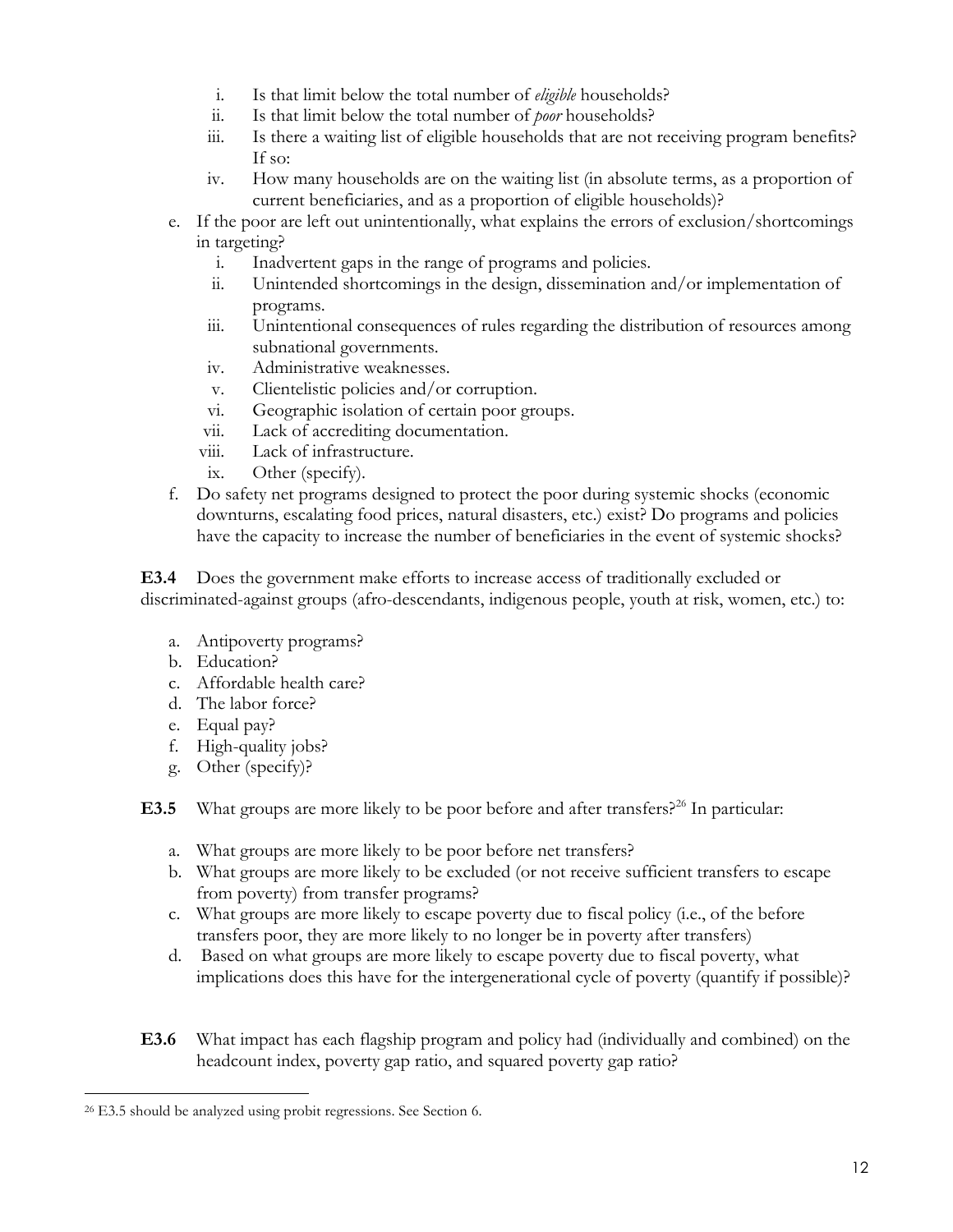i. Is that limit below the total number of *eligible* households?
   ii. Is that limit below the total number of *poor* households?
   iii. Is there a waiting list of eligible households that are not receiving program benefits? If so:
   iv. How many households are on the waiting list (in absolute terms, as a proportion of current beneficiaries, and as a proportion of eligible households)?

e. If the poor are left out unintentionally, what explains the errors of exclusion/shortcomings in targeting?
   i. Inadvertent gaps in the range of programs and policies.
   ii. Unintended shortcomings in the design, dissemination and/or implementation of programs.
   iii. Unintentional consequences of rules regarding the distribution of resources among subnational governments.
   iv. Administrative weaknesses.
   v. Clientelistic policies and/or corruption.
   vi. Geographic isolation of certain poor groups.
   vii. Lack of accrediting documentation.
   viii. Lack of infrastructure.
   ix. Other (specify).

f. Do safety net programs designed to protect the poor during systemic shocks (economic downturns, escalating food prices, natural disasters, etc.) exist? Do programs and policies have the capacity to increase the number of beneficiaries in the event of systemic shocks?

**E3.4** Does the government make efforts to increase access of traditionally excluded or discriminated-against groups (afro-descendants, indigenous people, youth at risk, women, etc.) to:

a. Antipoverty programs?
b. Education?
c. Affordable health care?
d. The labor force?
e. Equal pay?
f. High-quality jobs?
g. Other (specify)?

**E3.5** What groups are more likely to be poor before and after transfers?[26] In particular:

a. What groups are more likely to be poor before net transfers?
b. What groups are more likely to be excluded (or not receive sufficient transfers to escape from poverty) from transfer programs?
c. What groups are more likely to escape poverty due to fiscal policy (i.e., of the before transfers poor, they are more likely to no longer be in poverty after transfers)
d. Based on what groups are more likely to escape poverty due to fiscal poverty, what implications does this have for the intergenerational cycle of poverty (quantify if possible)?

**E3.6** What impact has each flagship program and policy had (individually and combined) on the headcount index, poverty gap ratio, and squared poverty gap ratio?

---

[26] E3.5 should be analyzed using probit regressions. See Section 6.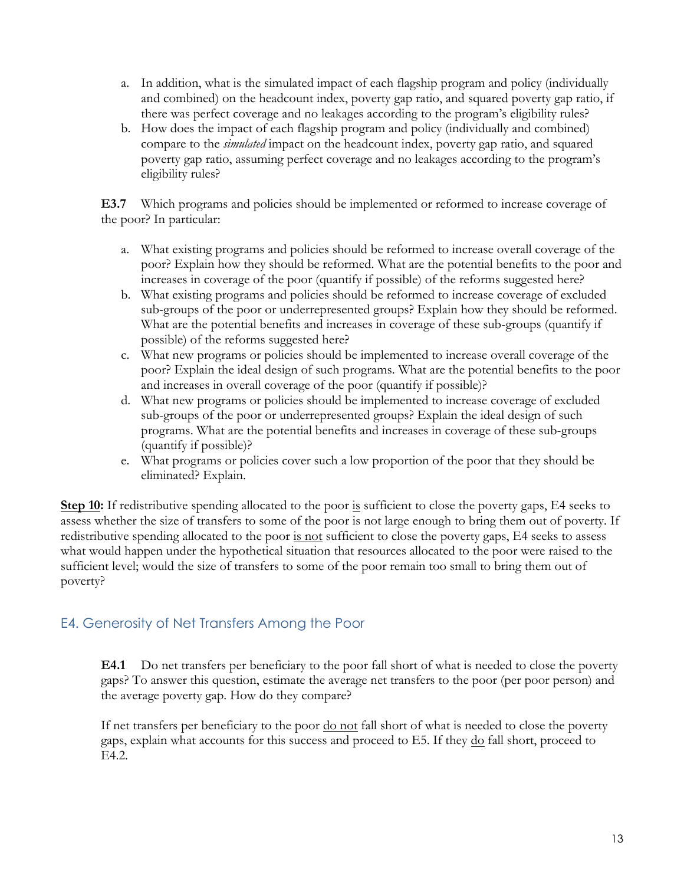a. In addition, what is the simulated impact of each flagship program and policy (individually and combined) on the headcount index, poverty gap ratio, and squared poverty gap ratio, if there was perfect coverage and no leakages according to the program's eligibility rules?
b. How does the impact of each flagship program and policy (individually and combined) compare to the *simulated* impact on the headcount index, poverty gap ratio, and squared poverty gap ratio, assuming perfect coverage and no leakages according to the program's eligibility rules?

**E3.7** Which programs and policies should be implemented or reformed to increase coverage of the poor? In particular:

a. What existing programs and policies should be reformed to increase overall coverage of the poor? Explain how they should be reformed. What are the potential benefits to the poor and increases in coverage of the poor (quantify if possible) of the reforms suggested here?
b. What existing programs and policies should be reformed to increase coverage of excluded sub-groups of the poor or underrepresented groups? Explain how they should be reformed. What are the potential benefits and increases in coverage of these sub-groups (quantify if possible) of the reforms suggested here?
c. What new programs or policies should be implemented to increase overall coverage of the poor? Explain the ideal design of such programs. What are the potential benefits to the poor and increases in overall coverage of the poor (quantify if possible)?
d. What new programs or policies should be implemented to increase coverage of excluded sub-groups of the poor or underrepresented groups? Explain the ideal design of such programs. What are the potential benefits and increases in coverage of these sub-groups (quantify if possible)?
e. What programs or policies cover such a low proportion of the poor that they should be eliminated? Explain.

**Step 10:** If redistributive spending allocated to the poor is sufficient to close the poverty gaps, E4 seeks to assess whether the size of transfers to some of the poor is not large enough to bring them out of poverty. If redistributive spending allocated to the poor is not sufficient to close the poverty gaps, E4 seeks to assess what would happen under the hypothetical situation that resources allocated to the poor were raised to the sufficient level; would the size of transfers to some of the poor remain too small to bring them out of poverty?

## E4. Generosity of Net Transfers Among the Poor

**E4.1** Do net transfers per beneficiary to the poor fall short of what is needed to close the poverty gaps? To answer this question, estimate the average net transfers to the poor (per poor person) and the average poverty gap. How do they compare?

If net transfers per beneficiary to the poor do not fall short of what is needed to close the poverty gaps, explain what accounts for this success and proceed to E5. If they do fall short, proceed to E4.2.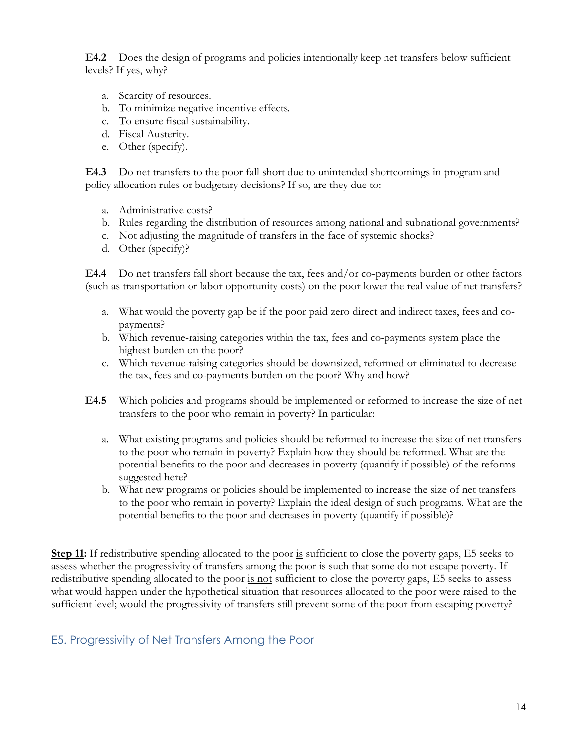**E4.2** Does the design of programs and policies intentionally keep net transfers below sufficient levels? If yes, why?

a. Scarcity of resources.
b. To minimize negative incentive effects.
c. To ensure fiscal sustainability.
d. Fiscal Austerity.
e. Other (specify).

**E4.3** Do net transfers to the poor fall short due to unintended shortcomings in program and policy allocation rules or budgetary decisions? If so, are they due to:

a. Administrative costs?
b. Rules regarding the distribution of resources among national and subnational governments?
c. Not adjusting the magnitude of transfers in the face of systemic shocks?
d. Other (specify)?

**E4.4** Do net transfers fall short because the tax, fees and/or co-payments burden or other factors (such as transportation or labor opportunity costs) on the poor lower the real value of net transfers?

a. What would the poverty gap be if the poor paid zero direct and indirect taxes, fees and co-payments?
b. Which revenue-raising categories within the tax, fees and co-payments system place the highest burden on the poor?
c. Which revenue-raising categories should be downsized, reformed or eliminated to decrease the tax, fees and co-payments burden on the poor? Why and how?

**E4.5** Which policies and programs should be implemented or reformed to increase the size of net transfers to the poor who remain in poverty? In particular:

a. What existing programs and policies should be reformed to increase the size of net transfers to the poor who remain in poverty? Explain how they should be reformed. What are the potential benefits to the poor and decreases in poverty (quantify if possible) of the reforms suggested here?
b. What new programs or policies should be implemented to increase the size of net transfers to the poor who remain in poverty? Explain the ideal design of such programs. What are the potential benefits to the poor and decreases in poverty (quantify if possible)?

**Step 11:** If redistributive spending allocated to the poor is sufficient to close the poverty gaps, E5 seeks to assess whether the progressivity of transfers among the poor is such that some do not escape poverty. If redistributive spending allocated to the poor is not sufficient to close the poverty gaps, E5 seeks to assess what would happen under the hypothetical situation that resources allocated to the poor were raised to the sufficient level; would the progressivity of transfers still prevent some of the poor from escaping poverty?

## E5. Progressivity of Net Transfers Among the Poor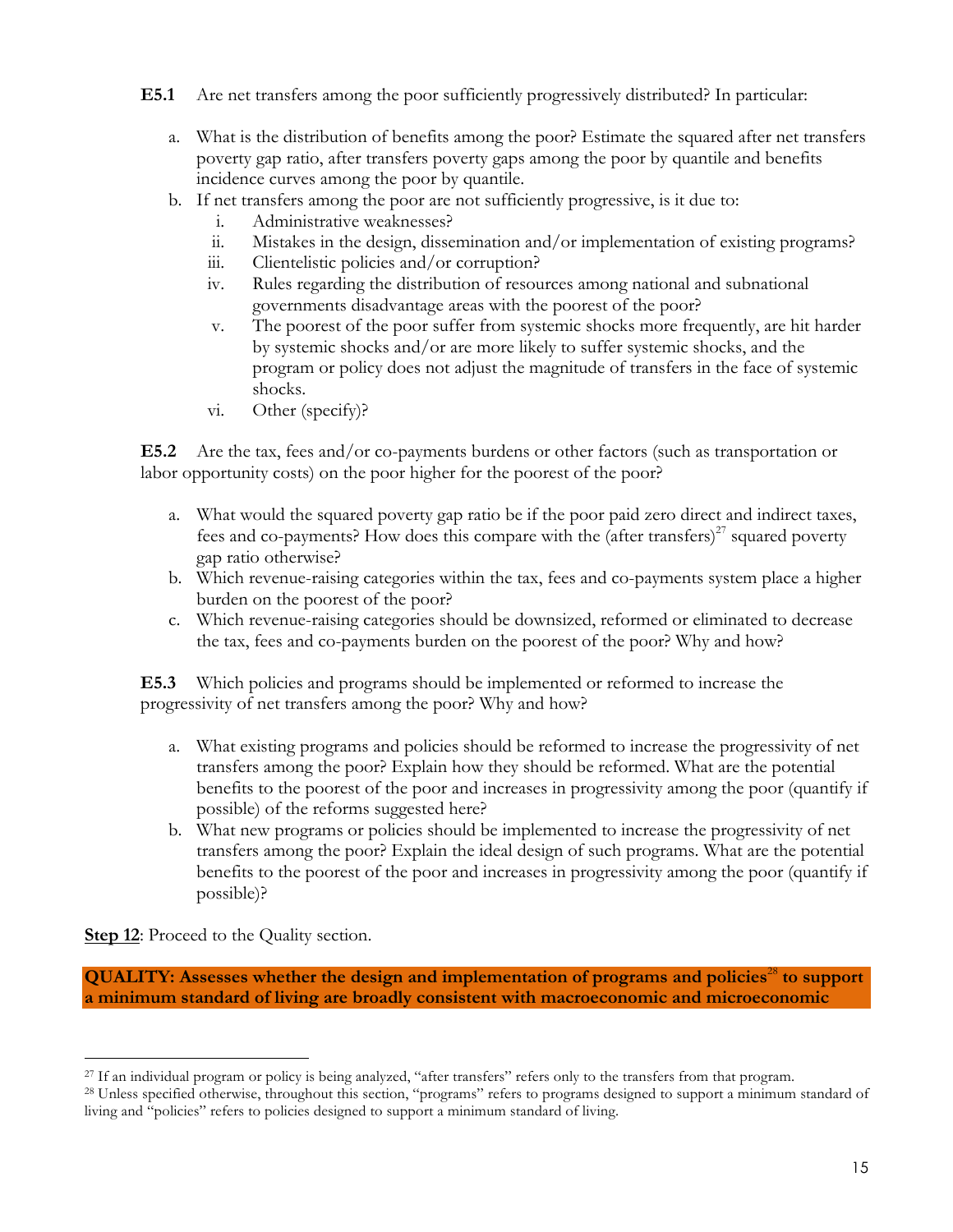**E5.1** Are net transfers among the poor sufficiently progressively distributed? In particular:

a. What is the distribution of benefits among the poor? Estimate the squared after net transfers poverty gap ratio, after transfers poverty gaps among the poor by quantile and benefits incidence curves among the poor by quantile.
b. If net transfers among the poor are not sufficiently progressive, is it due to:
    i. Administrative weaknesses?
    ii. Mistakes in the design, dissemination and/or implementation of existing programs?
    iii. Clientelistic policies and/or corruption?
    iv. Rules regarding the distribution of resources among national and subnational governments disadvantage areas with the poorest of the poor?
    v. The poorest of the poor suffer from systemic shocks more frequently, are hit harder by systemic shocks and/or are more likely to suffer systemic shocks, and the program or policy does not adjust the magnitude of transfers in the face of systemic shocks.
    vi. Other (specify)?

**E5.2** Are the tax, fees and/or co-payments burdens or other factors (such as transportation or labor opportunity costs) on the poor higher for the poorest of the poor?

a. What would the squared poverty gap ratio be if the poor paid zero direct and indirect taxes, fees and co-payments? How does this compare with the (after transfers)[27] squared poverty gap ratio otherwise?
b. Which revenue-raising categories within the tax, fees and co-payments system place a higher burden on the poorest of the poor?
c. Which revenue-raising categories should be downsized, reformed or eliminated to decrease the tax, fees and co-payments burden on the poorest of the poor? Why and how?

**E5.3** Which policies and programs should be implemented or reformed to increase the progressivity of net transfers among the poor? Why and how?

a. What existing programs and policies should be reformed to increase the progressivity of net transfers among the poor? Explain how they should be reformed. What are the potential benefits to the poorest of the poor and increases in progressivity among the poor (quantify if possible) of the reforms suggested here?
b. What new programs or policies should be implemented to increase the progressivity of net transfers among the poor? Explain the ideal design of such programs. What are the potential benefits to the poorest of the poor and increases in progressivity among the poor (quantify if possible)?

**Step 12**: Proceed to the Quality section.

**QUALITY: Assesses whether the design and implementation of programs and policies[28] to support a minimum standard of living are broadly consistent with macroeconomic and microeconomic**

[27] If an individual program or policy is being analyzed, "after transfers" refers only to the transfers from that program.

[28] Unless specified otherwise, throughout this section, "programs" refers to programs designed to support a minimum standard of living and "policies" refers to policies designed to support a minimum standard of living.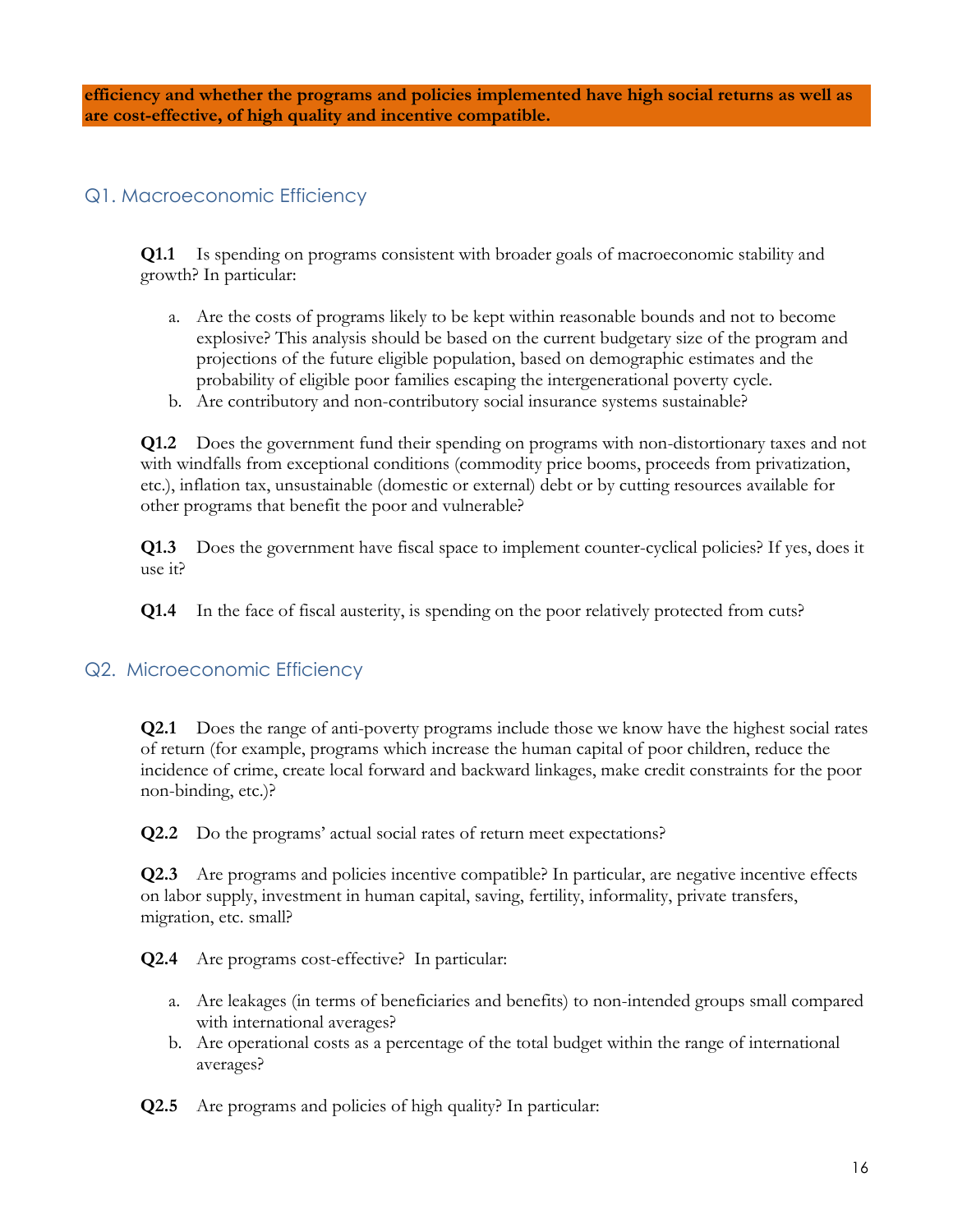**efficiency and whether the programs and policies implemented have high social returns as well as are cost-effective, of high quality and incentive compatible.**

## Q1. Macroeconomic Efficiency

**Q1.1** Is spending on programs consistent with broader goals of macroeconomic stability and growth? In particular:

a. Are the costs of programs likely to be kept within reasonable bounds and not to become explosive? This analysis should be based on the current budgetary size of the program and projections of the future eligible population, based on demographic estimates and the probability of eligible poor families escaping the intergenerational poverty cycle.
b. Are contributory and non-contributory social insurance systems sustainable?

**Q1.2** Does the government fund their spending on programs with non-distortionary taxes and not with windfalls from exceptional conditions (commodity price booms, proceeds from privatization, etc.), inflation tax, unsustainable (domestic or external) debt or by cutting resources available for other programs that benefit the poor and vulnerable?

**Q1.3** Does the government have fiscal space to implement counter-cyclical policies? If yes, does it use it?

**Q1.4** In the face of fiscal austerity, is spending on the poor relatively protected from cuts?

## Q2. Microeconomic Efficiency

**Q2.1** Does the range of anti-poverty programs include those we know have the highest social rates of return (for example, programs which increase the human capital of poor children, reduce the incidence of crime, create local forward and backward linkages, make credit constraints for the poor non-binding, etc.)?

**Q2.2** Do the programs' actual social rates of return meet expectations?

**Q2.3** Are programs and policies incentive compatible? In particular, are negative incentive effects on labor supply, investment in human capital, saving, fertility, informality, private transfers, migration, etc. small?

**Q2.4** Are programs cost-effective? In particular:

a. Are leakages (in terms of beneficiaries and benefits) to non-intended groups small compared with international averages?
b. Are operational costs as a percentage of the total budget within the range of international averages?

**Q2.5** Are programs and policies of high quality? In particular: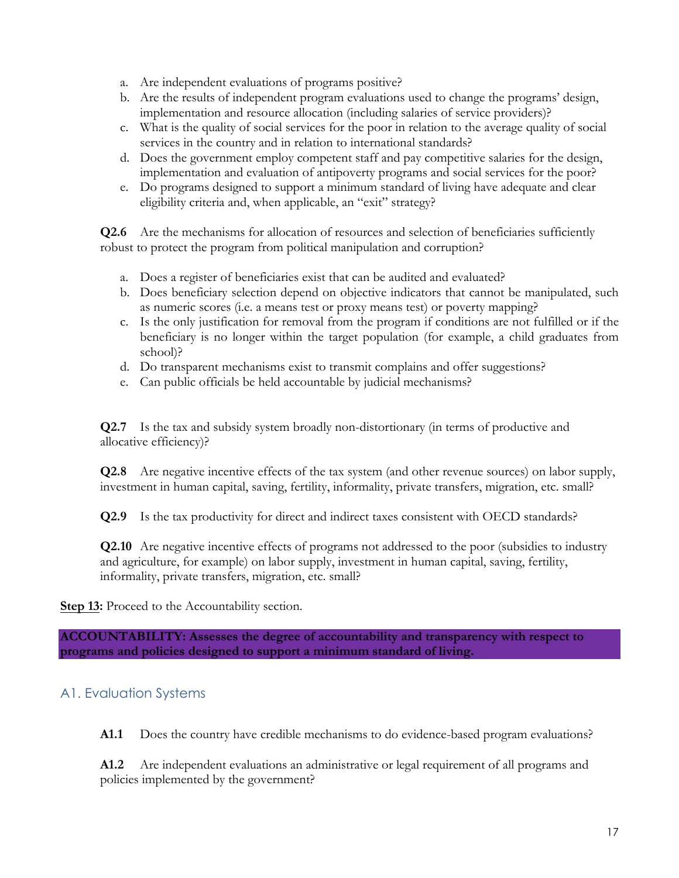a. Are independent evaluations of programs positive?
b. Are the results of independent program evaluations used to change the programs' design, implementation and resource allocation (including salaries of service providers)?
c. What is the quality of social services for the poor in relation to the average quality of social services in the country and in relation to international standards?
d. Does the government employ competent staff and pay competitive salaries for the design, implementation and evaluation of antipoverty programs and social services for the poor?
e. Do programs designed to support a minimum standard of living have adequate and clear eligibility criteria and, when applicable, an "exit" strategy?

**Q2.6** Are the mechanisms for allocation of resources and selection of beneficiaries sufficiently robust to protect the program from political manipulation and corruption?

a. Does a register of beneficiaries exist that can be audited and evaluated?
b. Does beneficiary selection depend on objective indicators that cannot be manipulated, such as numeric scores (i.e. a means test or proxy means test) or poverty mapping?
c. Is the only justification for removal from the program if conditions are not fulfilled or if the beneficiary is no longer within the target population (for example, a child graduates from school)?
d. Do transparent mechanisms exist to transmit complains and offer suggestions?
e. Can public officials be held accountable by judicial mechanisms?

**Q2.7** Is the tax and subsidy system broadly non-distortionary (in terms of productive and allocative efficiency)?

**Q2.8** Are negative incentive effects of the tax system (and other revenue sources) on labor supply, investment in human capital, saving, fertility, informality, private transfers, migration, etc. small?

**Q2.9** Is the tax productivity for direct and indirect taxes consistent with OECD standards?

**Q2.10** Are negative incentive effects of programs not addressed to the poor (subsidies to industry and agriculture, for example) on labor supply, investment in human capital, saving, fertility, informality, private transfers, migration, etc. small?

**Step 13:** Proceed to the Accountability section.

**ACCOUNTABILITY: Assesses the degree of accountability and transparency with respect to programs and policies designed to support a minimum standard of living.**

## A1. Evaluation Systems

**A1.1** Does the country have credible mechanisms to do evidence-based program evaluations?

**A1.2** Are independent evaluations an administrative or legal requirement of all programs and policies implemented by the government?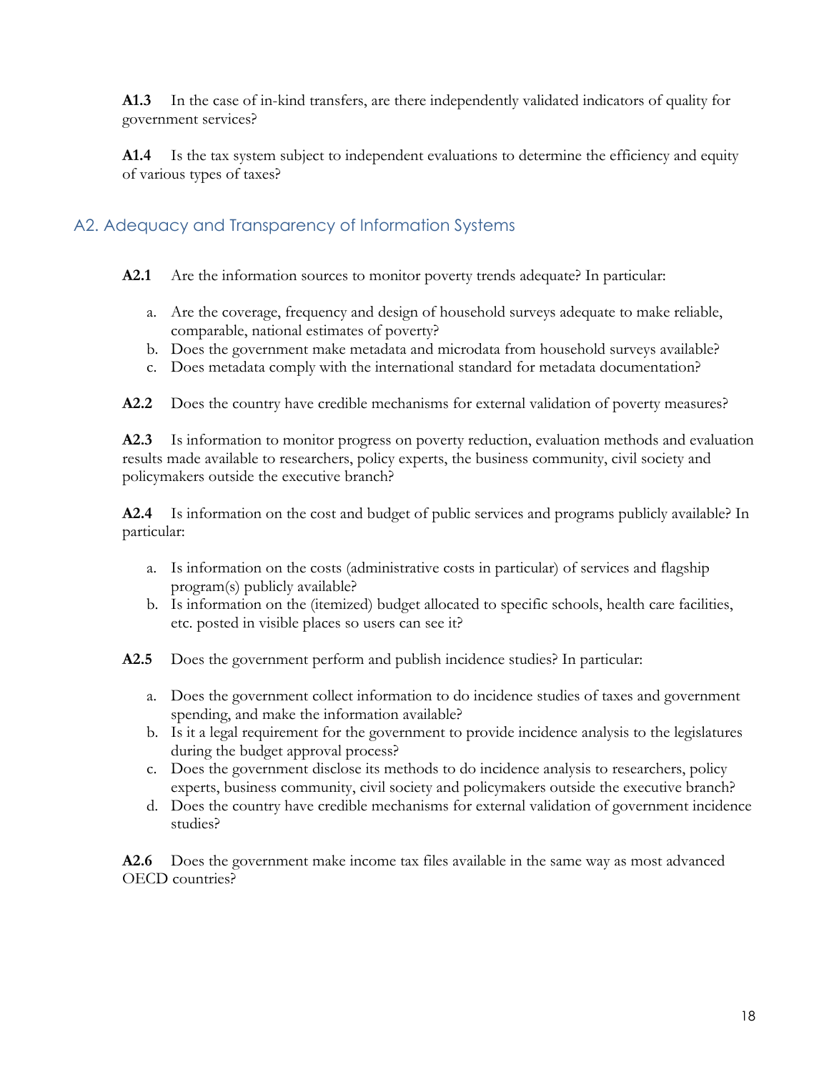**A1.3** In the case of in-kind transfers, are there independently validated indicators of quality for government services?

**A1.4** Is the tax system subject to independent evaluations to determine the efficiency and equity of various types of taxes?

## A2. Adequacy and Transparency of Information Systems

**A2.1** Are the information sources to monitor poverty trends adequate? In particular:

a. Are the coverage, frequency and design of household surveys adequate to make reliable, comparable, national estimates of poverty?
b. Does the government make metadata and microdata from household surveys available?
c. Does metadata comply with the international standard for metadata documentation?

**A2.2** Does the country have credible mechanisms for external validation of poverty measures?

**A2.3** Is information to monitor progress on poverty reduction, evaluation methods and evaluation results made available to researchers, policy experts, the business community, civil society and policymakers outside the executive branch?

**A2.4** Is information on the cost and budget of public services and programs publicly available? In particular:

a. Is information on the costs (administrative costs in particular) of services and flagship program(s) publicly available?
b. Is information on the (itemized) budget allocated to specific schools, health care facilities, etc. posted in visible places so users can see it?

**A2.5** Does the government perform and publish incidence studies? In particular:

a. Does the government collect information to do incidence studies of taxes and government spending, and make the information available?
b. Is it a legal requirement for the government to provide incidence analysis to the legislatures during the budget approval process?
c. Does the government disclose its methods to do incidence analysis to researchers, policy experts, business community, civil society and policymakers outside the executive branch?
d. Does the country have credible mechanisms for external validation of government incidence studies?

**A2.6** Does the government make income tax files available in the same way as most advanced OECD countries?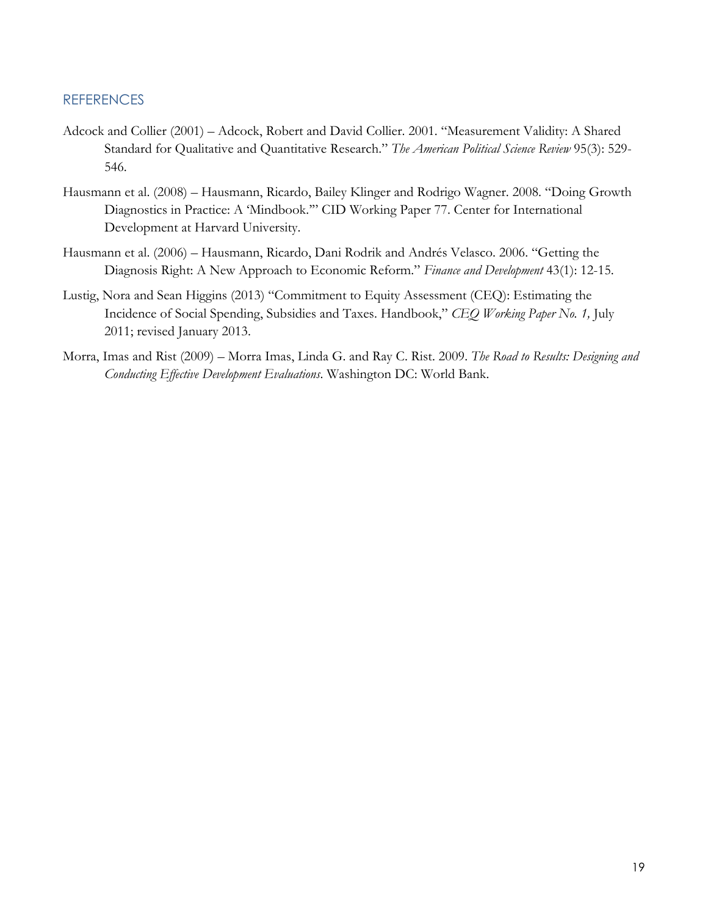## REFERENCES

Adcock and Collier (2001) – Adcock, Robert and David Collier. 2001. "Measurement Validity: A Shared Standard for Qualitative and Quantitative Research." *The American Political Science Review* 95(3): 529-546.

Hausmann et al. (2008) – Hausmann, Ricardo, Bailey Klinger and Rodrigo Wagner. 2008. "Doing Growth Diagnostics in Practice: A 'Mindbook.'" CID Working Paper 77. Center for International Development at Harvard University.

Hausmann et al. (2006) – Hausmann, Ricardo, Dani Rodrik and Andrés Velasco. 2006. "Getting the Diagnosis Right: A New Approach to Economic Reform." *Finance and Development* 43(1): 12-15.

Lustig, Nora and Sean Higgins (2013) "Commitment to Equity Assessment (CEQ): Estimating the Incidence of Social Spending, Subsidies and Taxes. Handbook," *CEQ Working Paper No. 1,* July 2011; revised January 2013.

Morra, Imas and Rist (2009) – Morra Imas, Linda G. and Ray C. Rist. 2009. *The Road to Results: Designing and Conducting Effective Development Evaluations*. Washington DC: World Bank.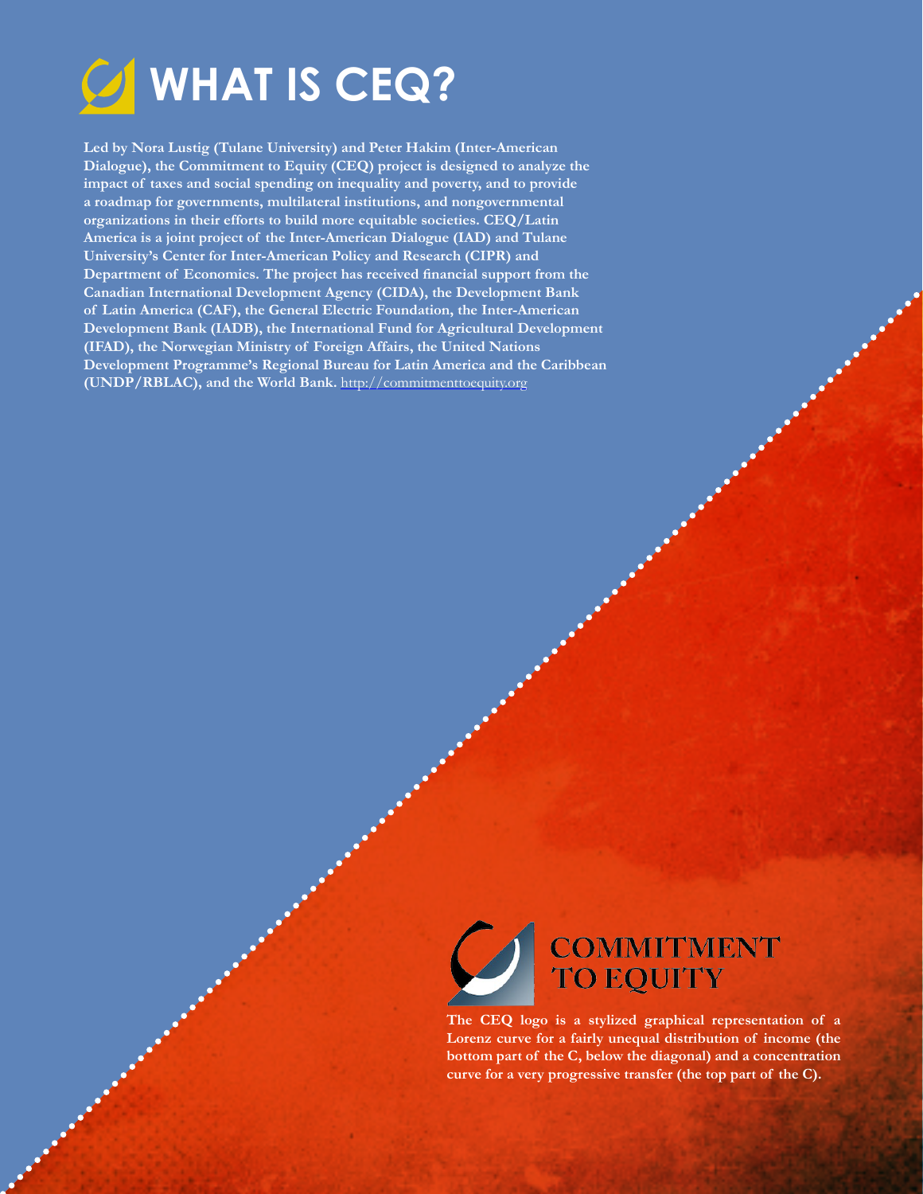# WHAT IS CEQ?

**Led by Nora Lustig (Tulane University) and Peter Hakim (Inter-American Dialogue), the Commitment to Equity (CEQ) project is designed to analyze the impact of taxes and social spending on inequality and poverty, and to provide a roadmap for governments, multilateral institutions, and nongovernmental organizations in their efforts to build more equitable societies. CEQ/Latin America is a joint project of the Inter-American Dialogue (IAD) and Tulane University's Center for Inter-American Policy and Research (CIPR) and Department of Economics. The project has received financial support from the Canadian International Development Agency (CIDA), the Development Bank of Latin America (CAF), the General Electric Foundation, the Inter-American Development Bank (IADB), the International Fund for Agricultural Development (IFAD), the Norwegian Ministry of Foreign Affairs, the United Nations Development Programme's Regional Bureau for Latin America and the Caribbean (UNDP/RBLAC), and the World Bank.** http://commitmenttoequity.org

COMMITMENT TO EQUITY

**The CEQ logo is a stylized graphical representation of a Lorenz curve for a fairly unequal distribution of income (the bottom part of the C, below the diagonal) and a concentration curve for a very progressive transfer (the top part of the C).**